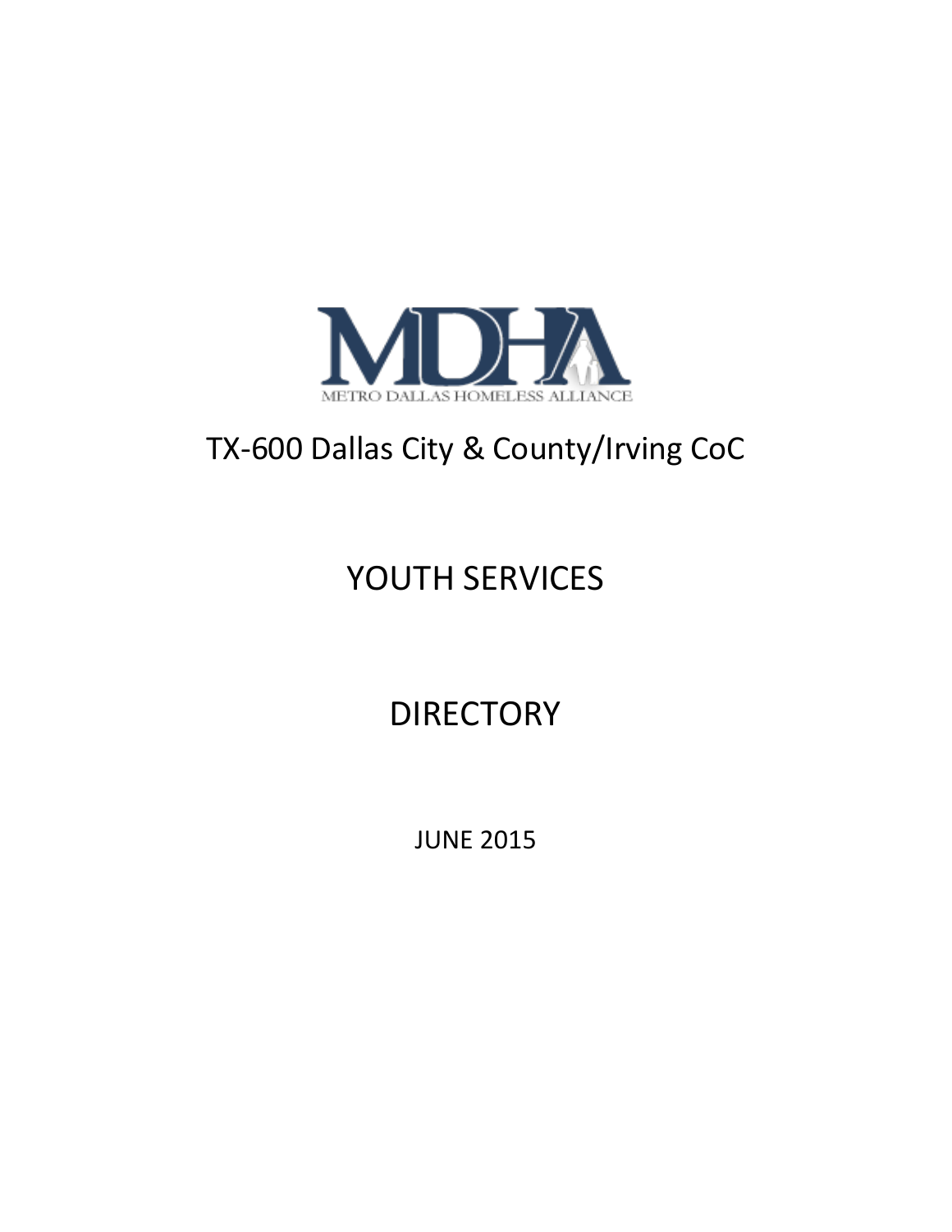MDHA

METRO DALLAS HOMELESS ALLIANCE

TX-600 Dallas City & County/Irving CoC

# YOUTH SERVICES

# DIRECTORY

JUNE 2015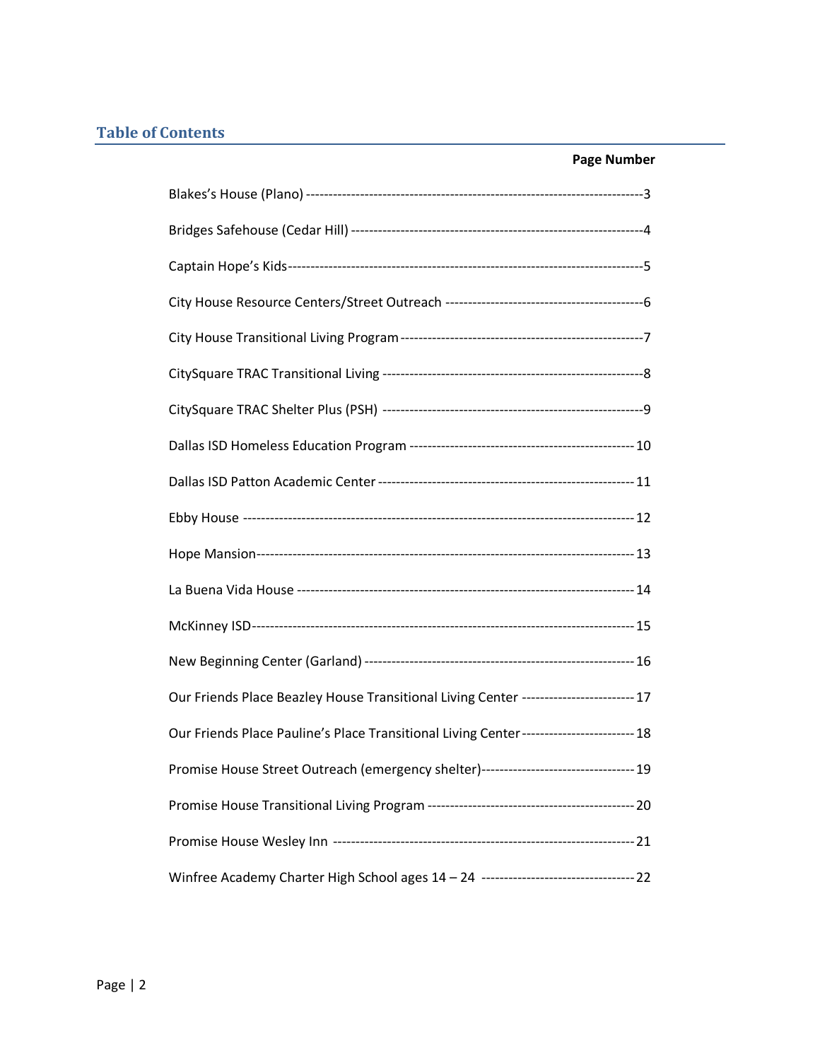## Table of Contents

| | Page Number |
|---|---|
| Blakes's House (Plano) | 3 |
| Bridges Safehouse (Cedar Hill) | 4 |
| Captain Hope's Kids | 5 |
| City House Resource Centers/Street Outreach | 6 |
| City House Transitional Living Program | 7 |
| CitySquare TRAC Transitional Living | 8 |
| CitySquare TRAC Shelter Plus (PSH) | 9 |
| Dallas ISD Homeless Education Program | 10 |
| Dallas ISD Patton Academic Center | 11 |
| Ebby House | 12 |
| Hope Mansion | 13 |
| La Buena Vida House | 14 |
| McKinney ISD | 15 |
| New Beginning Center (Garland) | 16 |
| Our Friends Place Beazley House Transitional Living Center | 17 |
| Our Friends Place Pauline's Place Transitional Living Center | 18 |
| Promise House Street Outreach (emergency shelter) | 19 |
| Promise House Transitional Living Program | 20 |
| Promise House Wesley Inn | 21 |
| Winfree Academy Charter High School ages 14 – 24 | 22 |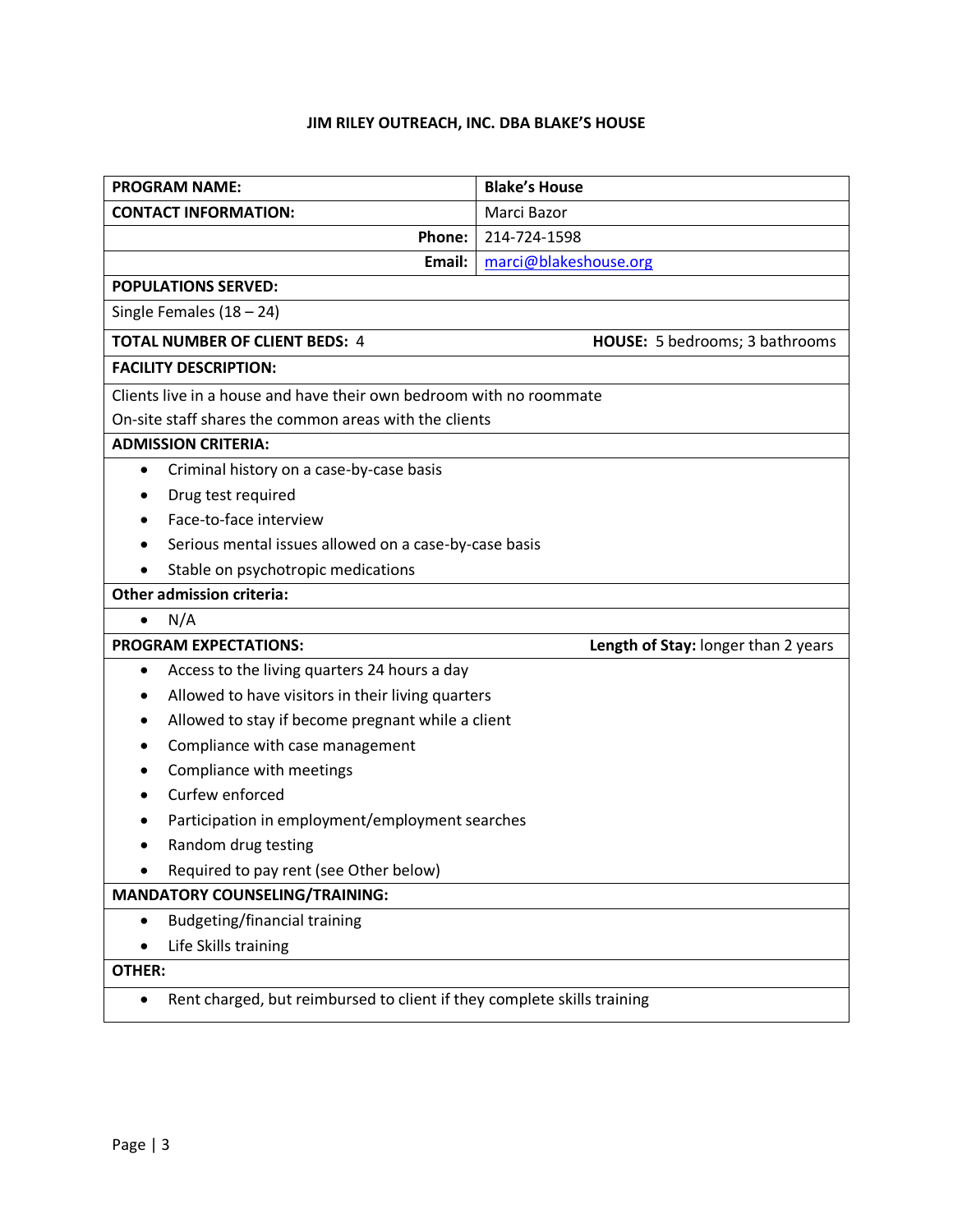**JIM RILEY OUTREACH, INC. DBA BLAKE'S HOUSE**

| **PROGRAM NAME:** | **Blake's House** |
|---|---|
| **CONTACT INFORMATION:** | Marci Bazor |
| **Phone:** | 214-724-1598 |
| **Email:** | marci@blakeshouse.org |

**POPULATIONS SERVED:**

Single Females (18 – 24)

**TOTAL NUMBER OF CLIENT BEDS:** 4 **HOUSE:** 5 bedrooms; 3 bathrooms

**FACILITY DESCRIPTION:**

Clients live in a house and have their own bedroom with no roommate

On-site staff shares the common areas with the clients

**ADMISSION CRITERIA:**

- Criminal history on a case-by-case basis
- Drug test required
- Face-to-face interview
- Serious mental issues allowed on a case-by-case basis
- Stable on psychotropic medications

**Other admission criteria:**

- N/A

**PROGRAM EXPECTATIONS:** **Length of Stay:** longer than 2 years

- Access to the living quarters 24 hours a day
- Allowed to have visitors in their living quarters
- Allowed to stay if become pregnant while a client
- Compliance with case management
- Compliance with meetings
- Curfew enforced
- Participation in employment/employment searches
- Random drug testing
- Required to pay rent (see Other below)

**MANDATORY COUNSELING/TRAINING:**

- Budgeting/financial training
- Life Skills training

**OTHER:**

- Rent charged, but reimbursed to client if they complete skills training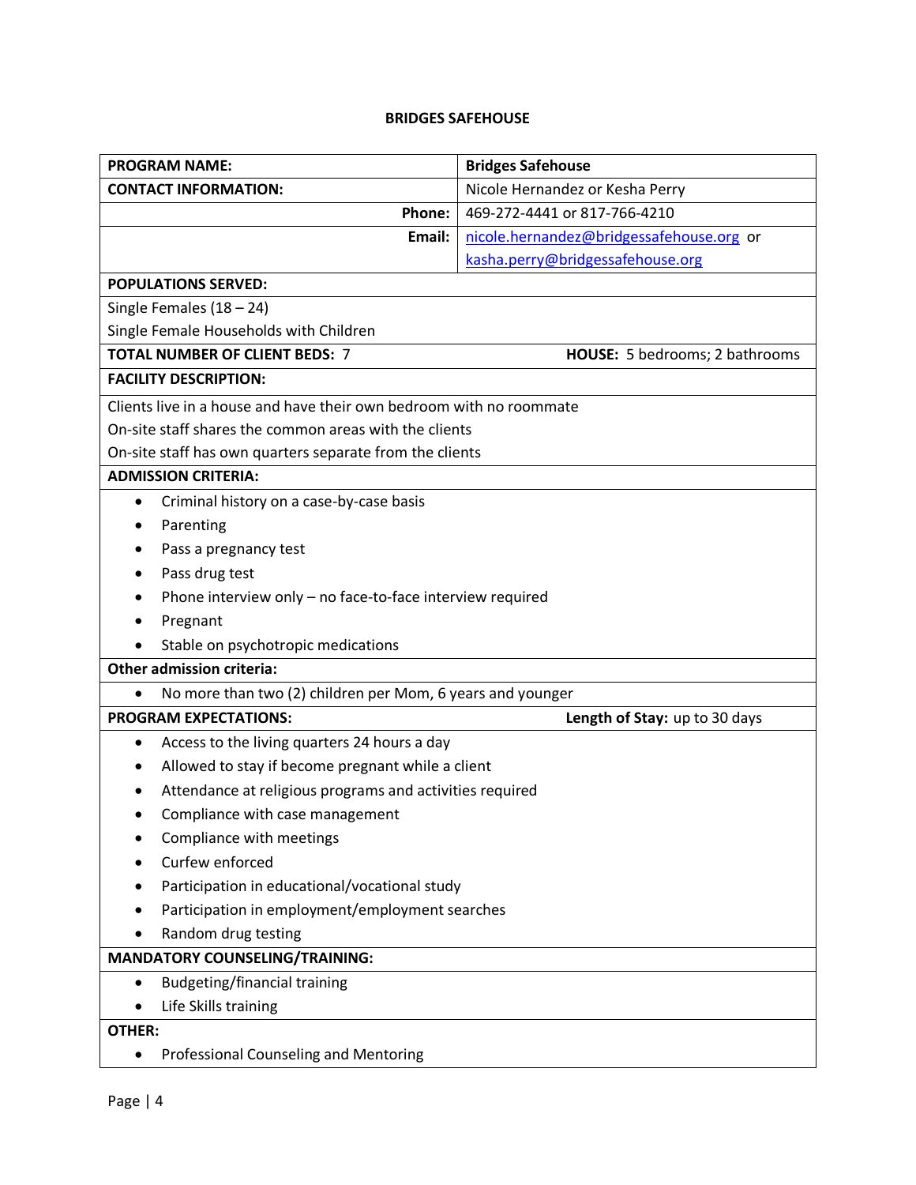# BRIDGES SAFEHOUSE

| **PROGRAM NAME:** | **Bridges Safehouse** |
|---|---|
| **CONTACT INFORMATION:** | Nicole Hernandez or Kesha Perry |
| **Phone:** | 469-272-4441 or 817-766-4210 |
| **Email:** | nicole.hernandez@bridgessafehouse.org or kasha.perry@bridgessafehouse.org |

**POPULATIONS SERVED:**

Single Females (18 – 24)
Single Female Households with Children

**TOTAL NUMBER OF CLIENT BEDS:** 7 **HOUSE:** 5 bedrooms; 2 bathrooms

**FACILITY DESCRIPTION:**

Clients live in a house and have their own bedroom with no roommate
On-site staff shares the common areas with the clients
On-site staff has own quarters separate from the clients

**ADMISSION CRITERIA:**

- Criminal history on a case-by-case basis
- Parenting
- Pass a pregnancy test
- Pass drug test
- Phone interview only – no face-to-face interview required
- Pregnant
- Stable on psychotropic medications

**Other admission criteria:**

- No more than two (2) children per Mom, 6 years and younger

**PROGRAM EXPECTATIONS:** **Length of Stay:** up to 30 days

- Access to the living quarters 24 hours a day
- Allowed to stay if become pregnant while a client
- Attendance at religious programs and activities required
- Compliance with case management
- Compliance with meetings
- Curfew enforced
- Participation in educational/vocational study
- Participation in employment/employment searches
- Random drug testing

**MANDATORY COUNSELING/TRAINING:**

- Budgeting/financial training
- Life Skills training

**OTHER:**

- Professional Counseling and Mentoring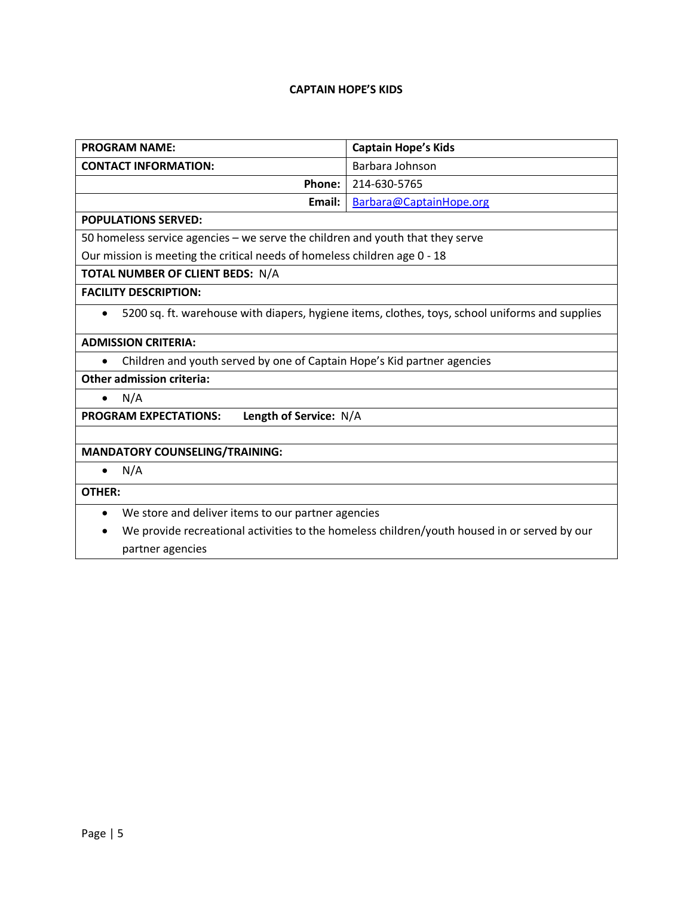**CAPTAIN HOPE'S KIDS**

| **PROGRAM NAME:** | **Captain Hope's Kids** |
|---|---|
| **CONTACT INFORMATION:** | Barbara Johnson |
| **Phone:** | 214-630-5765 |
| **Email:** | Barbara@CaptainHope.org |

**POPULATIONS SERVED:**

50 homeless service agencies – we serve the children and youth that they serve

Our mission is meeting the critical needs of homeless children age 0 - 18

**TOTAL NUMBER OF CLIENT BEDS:** N/A

**FACILITY DESCRIPTION:**

- 5200 sq. ft. warehouse with diapers, hygiene items, clothes, toys, school uniforms and supplies

**ADMISSION CRITERIA:**

- Children and youth served by one of Captain Hope's Kid partner agencies

**Other admission criteria:**

- N/A

**PROGRAM EXPECTATIONS:** **Length of Service:** N/A

**MANDATORY COUNSELING/TRAINING:**

- N/A

**OTHER:**

- We store and deliver items to our partner agencies
- We provide recreational activities to the homeless children/youth housed in or served by our partner agencies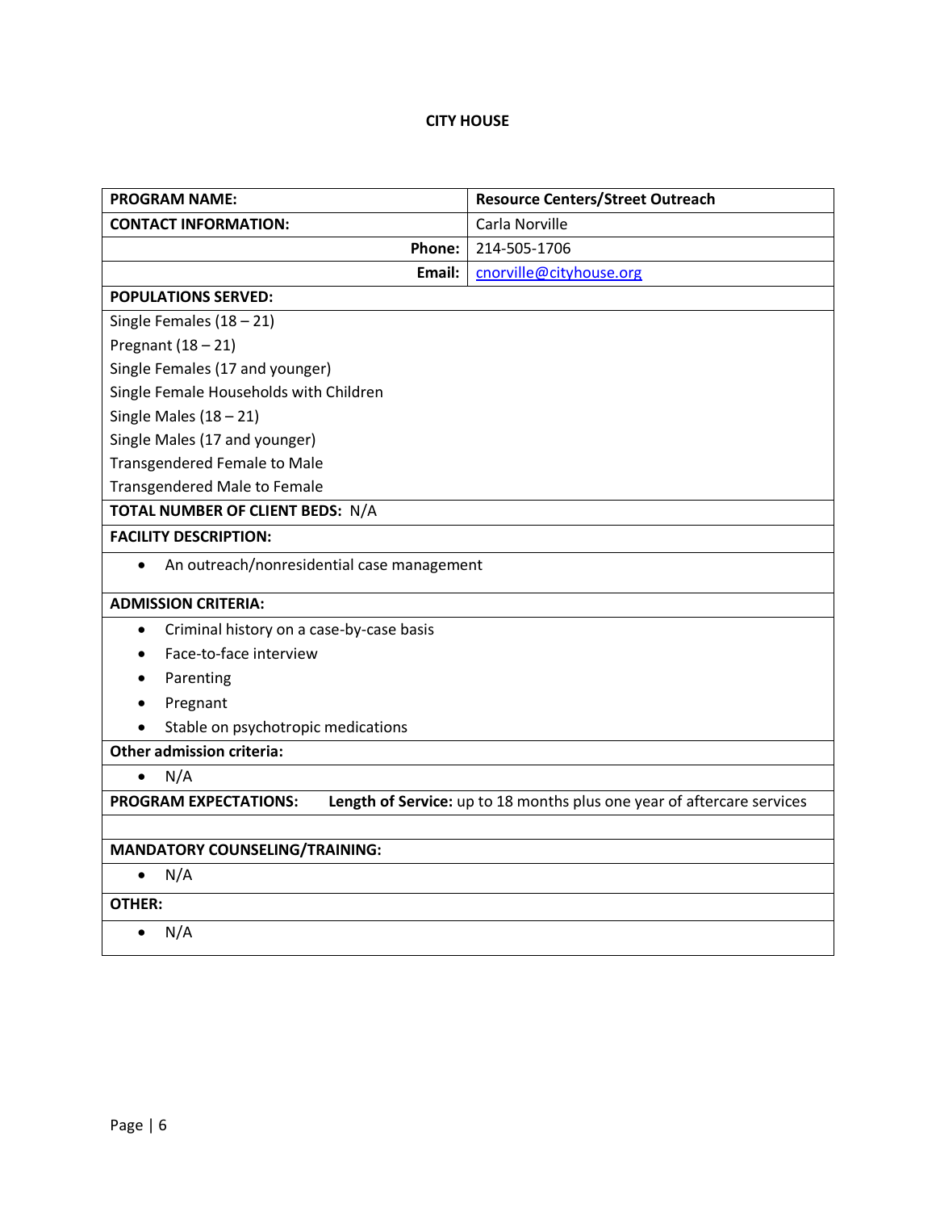**CITY HOUSE**

| **PROGRAM NAME:** | **Resource Centers/Street Outreach** |
|---|---|
| **CONTACT INFORMATION:** | Carla Norville |
| **Phone:** | 214-505-1706 |
| **Email:** | cnorville@cityhouse.org |

**POPULATIONS SERVED:**

Single Females (18 – 21)
Pregnant (18 – 21)
Single Females (17 and younger)
Single Female Households with Children
Single Males (18 – 21)
Single Males (17 and younger)
Transgendered Female to Male
Transgendered Male to Female

**TOTAL NUMBER OF CLIENT BEDS:** N/A

**FACILITY DESCRIPTION:**

- An outreach/nonresidential case management

**ADMISSION CRITERIA:**

- Criminal history on a case-by-case basis
- Face-to-face interview
- Parenting
- Pregnant
- Stable on psychotropic medications

**Other admission criteria:**

- N/A

**PROGRAM EXPECTATIONS:** **Length of Service:** up to 18 months plus one year of aftercare services

**MANDATORY COUNSELING/TRAINING:**

- N/A

**OTHER:**

- N/A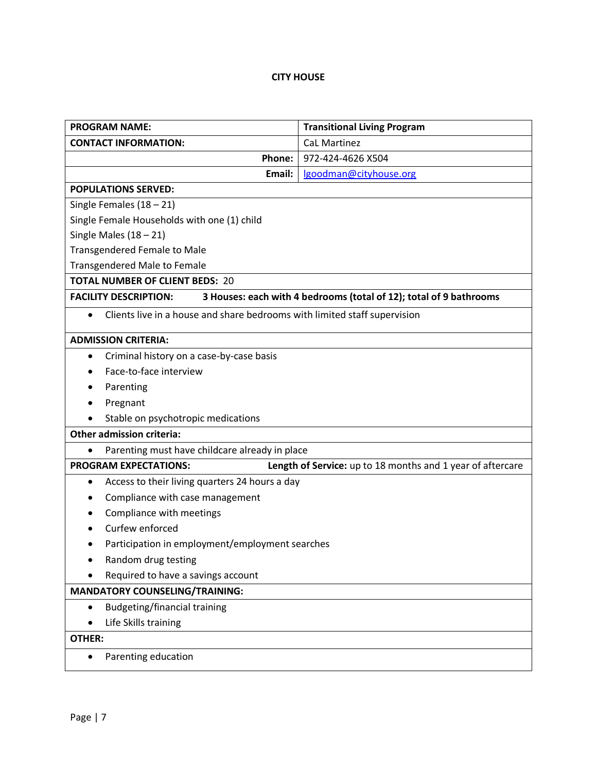## CITY HOUSE

| **PROGRAM NAME:** | **Transitional Living Program** |
|---|---|
| **CONTACT INFORMATION:** | CaL Martinez |
| **Phone:** | 972-424-4626 X504 |
| **Email:** | lgoodman@cityhouse.org |

**POPULATIONS SERVED:**

Single Females (18 – 21)
Single Female Households with one (1) child
Single Males (18 – 21)
Transgendered Female to Male
Transgendered Male to Female

**TOTAL NUMBER OF CLIENT BEDS:** 20

**FACILITY DESCRIPTION:** **3 Houses: each with 4 bedrooms (total of 12); total of 9 bathrooms**

- Clients live in a house and share bedrooms with limited staff supervision

**ADMISSION CRITERIA:**

- Criminal history on a case-by-case basis
- Face-to-face interview
- Parenting
- Pregnant
- Stable on psychotropic medications

**Other admission criteria:**

- Parenting must have childcare already in place

**PROGRAM EXPECTATIONS:** **Length of Service:** up to 18 months and 1 year of aftercare

- Access to their living quarters 24 hours a day
- Compliance with case management
- Compliance with meetings
- Curfew enforced
- Participation in employment/employment searches
- Random drug testing
- Required to have a savings account

**MANDATORY COUNSELING/TRAINING:**

- Budgeting/financial training
- Life Skills training

**OTHER:**

- Parenting education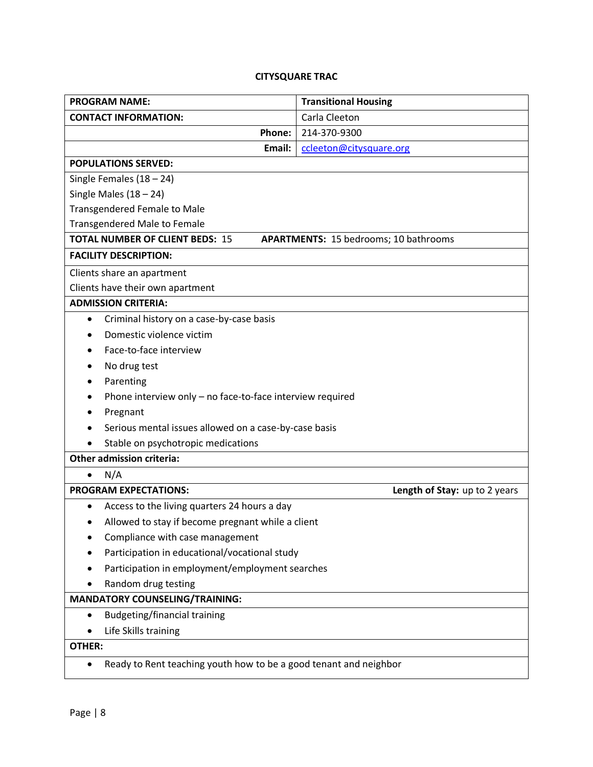### CITYSQUARE TRAC

| **PROGRAM NAME:** | **Transitional Housing** |
|---|---|
| **CONTACT INFORMATION:** | Carla Cleeton |
| **Phone:** | 214-370-9300 |
| **Email:** | ccleeton@citysquare.org |

**POPULATIONS SERVED:**

Single Females (18 – 24)
Single Males (18 – 24)
Transgendered Female to Male
Transgendered Male to Female

**TOTAL NUMBER OF CLIENT BEDS:** 15 **APARTMENTS:** 15 bedrooms; 10 bathrooms

**FACILITY DESCRIPTION:**

Clients share an apartment
Clients have their own apartment

**ADMISSION CRITERIA:**

- Criminal history on a case-by-case basis
- Domestic violence victim
- Face-to-face interview
- No drug test
- Parenting
- Phone interview only – no face-to-face interview required
- Pregnant
- Serious mental issues allowed on a case-by-case basis
- Stable on psychotropic medications

**Other admission criteria:**

- N/A

**PROGRAM EXPECTATIONS:** **Length of Stay:** up to 2 years

- Access to the living quarters 24 hours a day
- Allowed to stay if become pregnant while a client
- Compliance with case management
- Participation in educational/vocational study
- Participation in employment/employment searches
- Random drug testing

**MANDATORY COUNSELING/TRAINING:**

- Budgeting/financial training
- Life Skills training

**OTHER:**

- Ready to Rent teaching youth how to be a good tenant and neighbor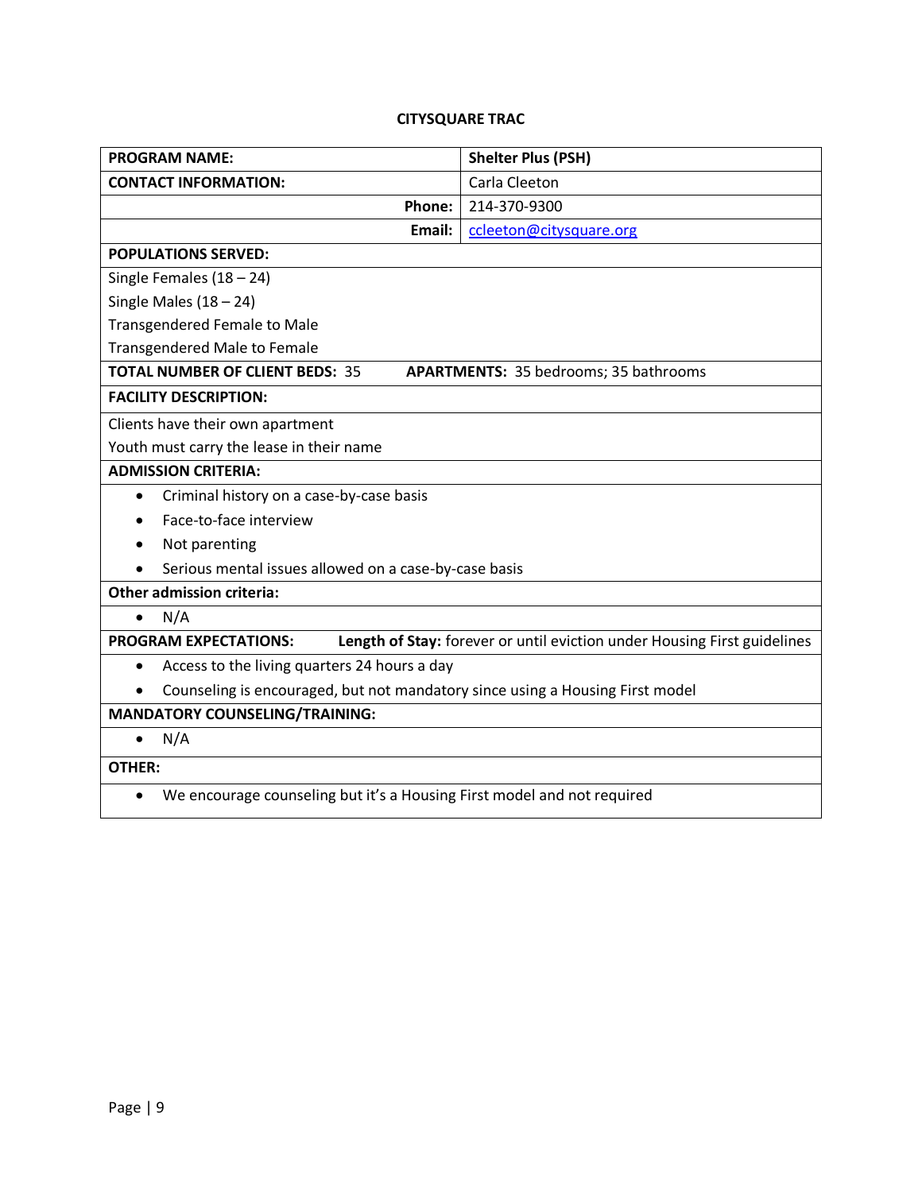**CITYSQUARE TRAC**

| **PROGRAM NAME:** | **Shelter Plus (PSH)** |
|---|---|
| **CONTACT INFORMATION:** | Carla Cleeton |
| **Phone:** | 214-370-9300 |
| **Email:** | ccleeton@citysquare.org |
| **POPULATIONS SERVED:** | |
| Single Females (18 – 24) | |
| Single Males (18 – 24) | |
| Transgendered Female to Male | |
| Transgendered Male to Female | |
| **TOTAL NUMBER OF CLIENT BEDS:** 35 | **APARTMENTS:** 35 bedrooms; 35 bathrooms |
| **FACILITY DESCRIPTION:** | |
| Clients have their own apartment<br>Youth must carry the lease in their name | |
| **ADMISSION CRITERIA:** | |
| • Criminal history on a case-by-case basis<br>• Face-to-face interview<br>• Not parenting<br>• Serious mental issues allowed on a case-by-case basis | |
| **Other admission criteria:** | |
| • N/A | |
| **PROGRAM EXPECTATIONS:** | **Length of Stay:** forever or until eviction under Housing First guidelines |
| • Access to the living quarters 24 hours a day<br>• Counseling is encouraged, but not mandatory since using a Housing First model | |
| **MANDATORY COUNSELING/TRAINING:** | |
| • N/A | |
| **OTHER:** | |
| • We encourage counseling but it's a Housing First model and not required | |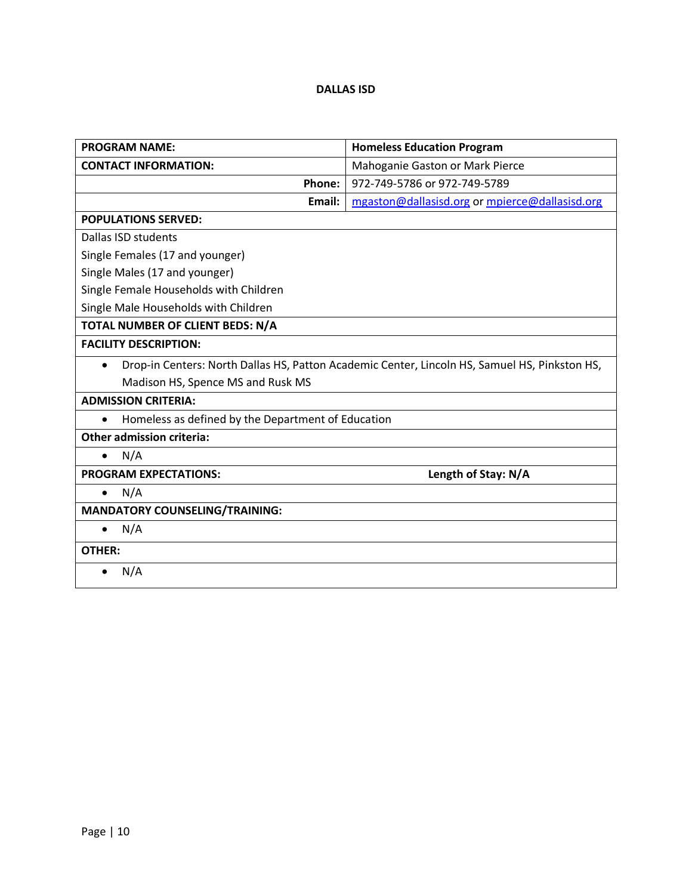**DALLAS ISD**

| PROGRAM NAME: | Homeless Education Program |
|---|---|
| **CONTACT INFORMATION:** | Mahoganie Gaston or Mark Pierce |
| **Phone:** | 972-749-5786 or 972-749-5789 |
| **Email:** | mgaston@dallasisd.org or mpierce@dallasisd.org |

**POPULATIONS SERVED:**

Dallas ISD students
Single Females (17 and younger)
Single Males (17 and younger)
Single Female Households with Children
Single Male Households with Children

**TOTAL NUMBER OF CLIENT BEDS: N/A**

**FACILITY DESCRIPTION:**

- Drop-in Centers: North Dallas HS, Patton Academic Center, Lincoln HS, Samuel HS, Pinkston HS, Madison HS, Spence MS and Rusk MS

**ADMISSION CRITERIA:**

- Homeless as defined by the Department of Education

**Other admission criteria:**

- N/A

**PROGRAM EXPECTATIONS:** **Length of Stay: N/A**

- N/A

**MANDATORY COUNSELING/TRAINING:**

- N/A

**OTHER:**

- N/A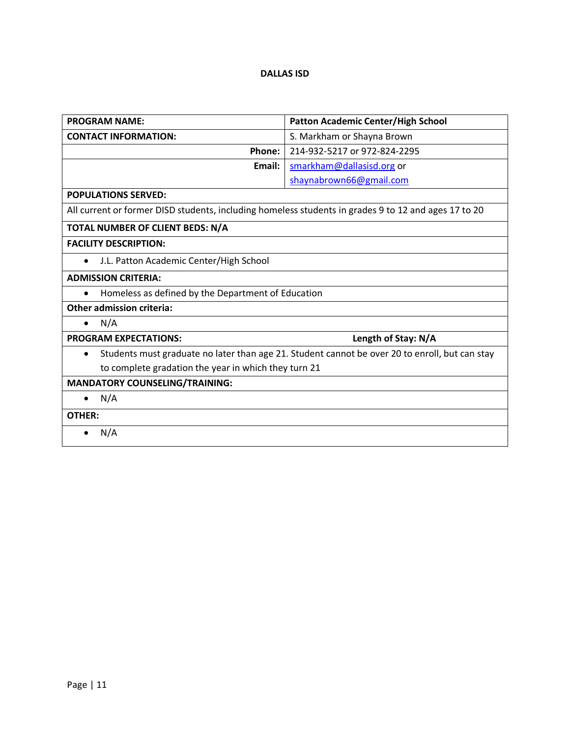**DALLAS ISD**

| **PROGRAM NAME:** | **Patton Academic Center/High School** |
|---|---|
| **CONTACT INFORMATION:** | S. Markham or Shayna Brown |
| **Phone:** | 214-932-5217 or 972-824-2295 |
| **Email:** | smarkham@dallasisd.org or shaynabrown66@gmail.com |
| **POPULATIONS SERVED:** | |
| All current or former DISD students, including homeless students in grades 9 to 12 and ages 17 to 20 | |
| **TOTAL NUMBER OF CLIENT BEDS: N/A** | |
| **FACILITY DESCRIPTION:** | |
| • J.L. Patton Academic Center/High School | |
| **ADMISSION CRITERIA:** | |
| • Homeless as defined by the Department of Education | |
| **Other admission criteria:** | |
| • N/A | |
| **PROGRAM EXPECTATIONS:** | **Length of Stay: N/A** |
| • Students must graduate no later than age 21. Student cannot be over 20 to enroll, but can stay to complete gradation the year in which they turn 21 | |
| **MANDATORY COUNSELING/TRAINING:** | |
| • N/A | |
| **OTHER:** | |
| • N/A | |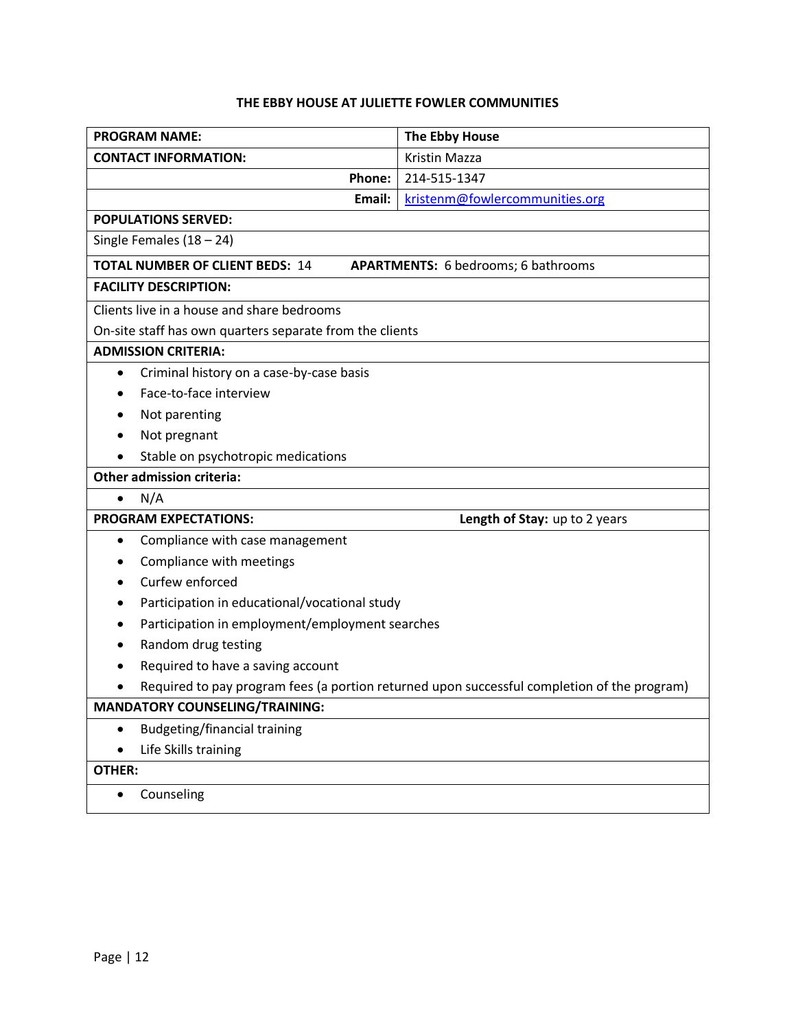# THE EBBY HOUSE AT JULIETTE FOWLER COMMUNITIES

| **PROGRAM NAME:** | **The Ebby House** |
|---|---|
| **CONTACT INFORMATION:** | Kristin Mazza |
| **Phone:** | 214-515-1347 |
| **Email:** | kristenm@fowlercommunities.org |

**POPULATIONS SERVED:**

Single Females (18 – 24)

**TOTAL NUMBER OF CLIENT BEDS:** 14 **APARTMENTS:** 6 bedrooms; 6 bathrooms

**FACILITY DESCRIPTION:**

Clients live in a house and share bedrooms

On-site staff has own quarters separate from the clients

**ADMISSION CRITERIA:**

- Criminal history on a case-by-case basis
- Face-to-face interview
- Not parenting
- Not pregnant
- Stable on psychotropic medications

**Other admission criteria:**

- N/A

**PROGRAM EXPECTATIONS:** **Length of Stay:** up to 2 years

- Compliance with case management
- Compliance with meetings
- Curfew enforced
- Participation in educational/vocational study
- Participation in employment/employment searches
- Random drug testing
- Required to have a saving account
- Required to pay program fees (a portion returned upon successful completion of the program)

**MANDATORY COUNSELING/TRAINING:**

- Budgeting/financial training
- Life Skills training

**OTHER:**

- Counseling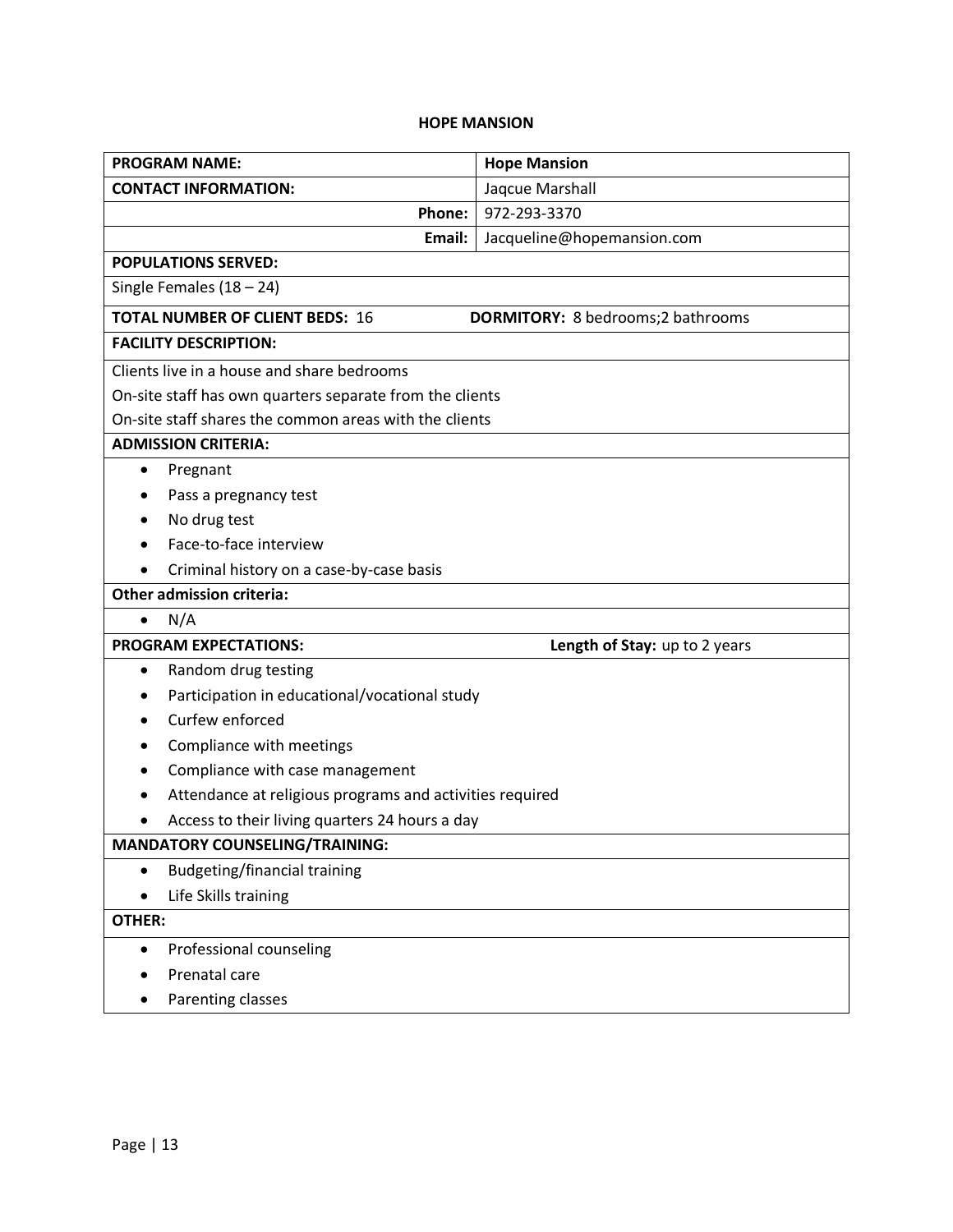# HOPE MANSION

| PROGRAM NAME: | Hope Mansion |
| --- | --- |
| **CONTACT INFORMATION:** | Jaqcue Marshall |
| **Phone:** | 972-293-3370 |
| **Email:** | Jacqueline@hopemansion.com |

**POPULATIONS SERVED:**

Single Females (18 – 24)

**TOTAL NUMBER OF CLIENT BEDS:** 16 **DORMITORY:** 8 bedrooms;2 bathrooms

**FACILITY DESCRIPTION:**

Clients live in a house and share bedrooms
On-site staff has own quarters separate from the clients
On-site staff shares the common areas with the clients

**ADMISSION CRITERIA:**

- Pregnant
- Pass a pregnancy test
- No drug test
- Face-to-face interview
- Criminal history on a case-by-case basis

**Other admission criteria:**

- N/A

**PROGRAM EXPECTATIONS:** **Length of Stay:** up to 2 years

- Random drug testing
- Participation in educational/vocational study
- Curfew enforced
- Compliance with meetings
- Compliance with case management
- Attendance at religious programs and activities required
- Access to their living quarters 24 hours a day

**MANDATORY COUNSELING/TRAINING:**

- Budgeting/financial training
- Life Skills training

**OTHER:**

- Professional counseling
- Prenatal care
- Parenting classes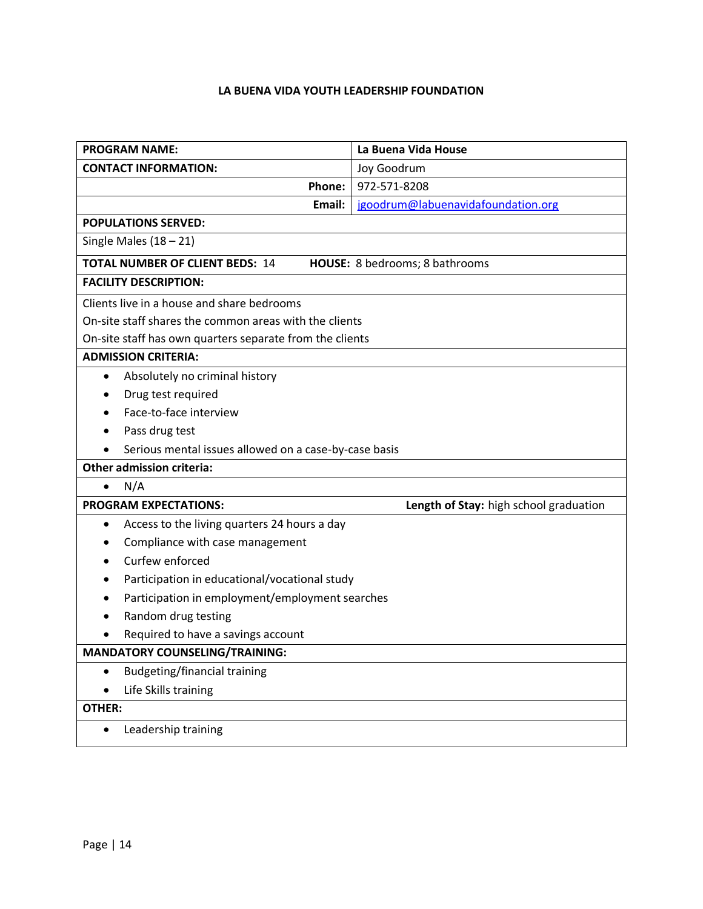**LA BUENA VIDA YOUTH LEADERSHIP FOUNDATION**

| **PROGRAM NAME:** | **La Buena Vida House** |
|---|---|
| **CONTACT INFORMATION:** | Joy Goodrum |
| **Phone:** | 972-571-8208 |
| **Email:** | jgoodrum@labuenavidafoundation.org |

**POPULATIONS SERVED:**

Single Males (18 – 21)

**TOTAL NUMBER OF CLIENT BEDS:** 14 **HOUSE:** 8 bedrooms; 8 bathrooms

**FACILITY DESCRIPTION:**

Clients live in a house and share bedrooms
On-site staff shares the common areas with the clients
On-site staff has own quarters separate from the clients

**ADMISSION CRITERIA:**

- Absolutely no criminal history
- Drug test required
- Face-to-face interview
- Pass drug test
- Serious mental issues allowed on a case-by-case basis

**Other admission criteria:**

- N/A

**PROGRAM EXPECTATIONS:** **Length of Stay:** high school graduation

- Access to the living quarters 24 hours a day
- Compliance with case management
- Curfew enforced
- Participation in educational/vocational study
- Participation in employment/employment searches
- Random drug testing
- Required to have a savings account

**MANDATORY COUNSELING/TRAINING:**

- Budgeting/financial training
- Life Skills training

**OTHER:**

- Leadership training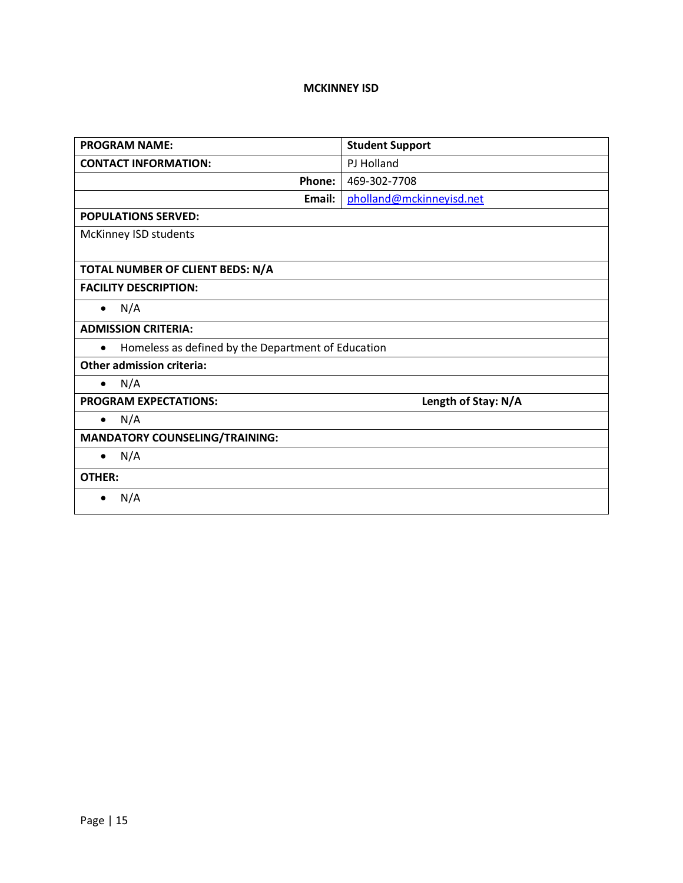**MCKINNEY ISD**

| **PROGRAM NAME:** | **Student Support** |
|---|---|
| **CONTACT INFORMATION:** | PJ Holland |
| **Phone:** | 469-302-7708 |
| **Email:** | pholland@mckinneyisd.net |

**POPULATIONS SERVED:**

McKinney ISD students

**TOTAL NUMBER OF CLIENT BEDS: N/A**

**FACILITY DESCRIPTION:**

- N/A

**ADMISSION CRITERIA:**

- Homeless as defined by the Department of Education

**Other admission criteria:**

- N/A

**PROGRAM EXPECTATIONS:** **Length of Stay: N/A**

- N/A

**MANDATORY COUNSELING/TRAINING:**

- N/A

**OTHER:**

- N/A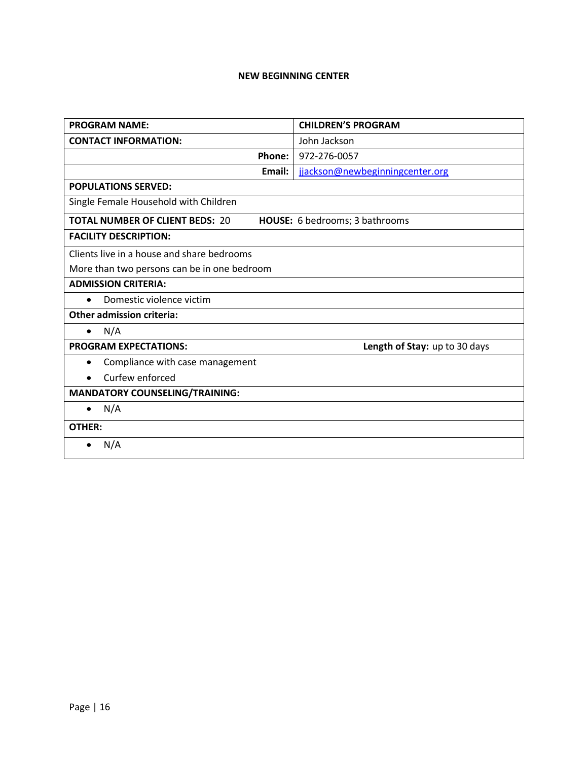## NEW BEGINNING CENTER

| PROGRAM NAME: | CHILDREN'S PROGRAM |
|---|---|
| CONTACT INFORMATION: | John Jackson |
| Phone: | 972-276-0057 |
| Email: | jjackson@newbeginningcenter.org |

**POPULATIONS SERVED:**

Single Female Household with Children

**TOTAL NUMBER OF CLIENT BEDS:** 20 **HOUSE:** 6 bedrooms; 3 bathrooms

**FACILITY DESCRIPTION:**

Clients live in a house and share bedrooms

More than two persons can be in one bedroom

**ADMISSION CRITERIA:**

- Domestic violence victim

**Other admission criteria:**

- N/A

**PROGRAM EXPECTATIONS:** **Length of Stay:** up to 30 days

- Compliance with case management
- Curfew enforced

**MANDATORY COUNSELING/TRAINING:**

- N/A

**OTHER:**

- N/A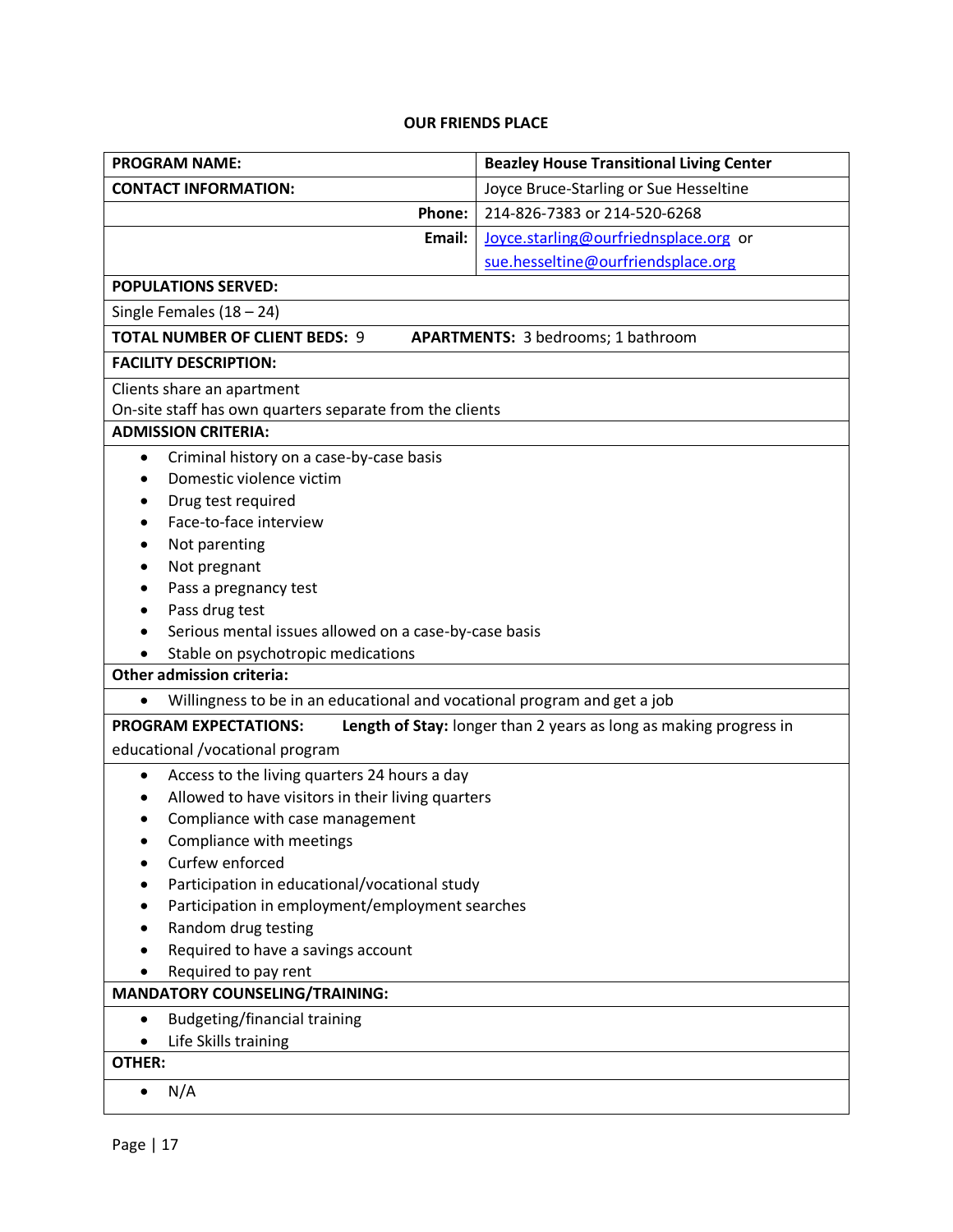# OUR FRIENDS PLACE

| **PROGRAM NAME:** | **Beazley House Transitional Living Center** |
|---|---|
| **CONTACT INFORMATION:** | Joyce Bruce-Starling or Sue Hesseltine |
| **Phone:** | 214-826-7383 or 214-520-6268 |
| **Email:** | Joyce.starling@ourfriednsplace.org or sue.hesseltine@ourfriendsplace.org |

**POPULATIONS SERVED:**

Single Females (18 – 24)

**TOTAL NUMBER OF CLIENT BEDS:** 9 **APARTMENTS:** 3 bedrooms; 1 bathroom

**FACILITY DESCRIPTION:**

Clients share an apartment
On-site staff has own quarters separate from the clients

**ADMISSION CRITERIA:**

- Criminal history on a case-by-case basis
- Domestic violence victim
- Drug test required
- Face-to-face interview
- Not parenting
- Not pregnant
- Pass a pregnancy test
- Pass drug test
- Serious mental issues allowed on a case-by-case basis
- Stable on psychotropic medications

**Other admission criteria:**

- Willingness to be in an educational and vocational program and get a job

**PROGRAM EXPECTATIONS:** **Length of Stay:** longer than 2 years as long as making progress in educational /vocational program

- Access to the living quarters 24 hours a day
- Allowed to have visitors in their living quarters
- Compliance with case management
- Compliance with meetings
- Curfew enforced
- Participation in educational/vocational study
- Participation in employment/employment searches
- Random drug testing
- Required to have a savings account
- Required to pay rent

**MANDATORY COUNSELING/TRAINING:**

- Budgeting/financial training
- Life Skills training

**OTHER:**

- N/A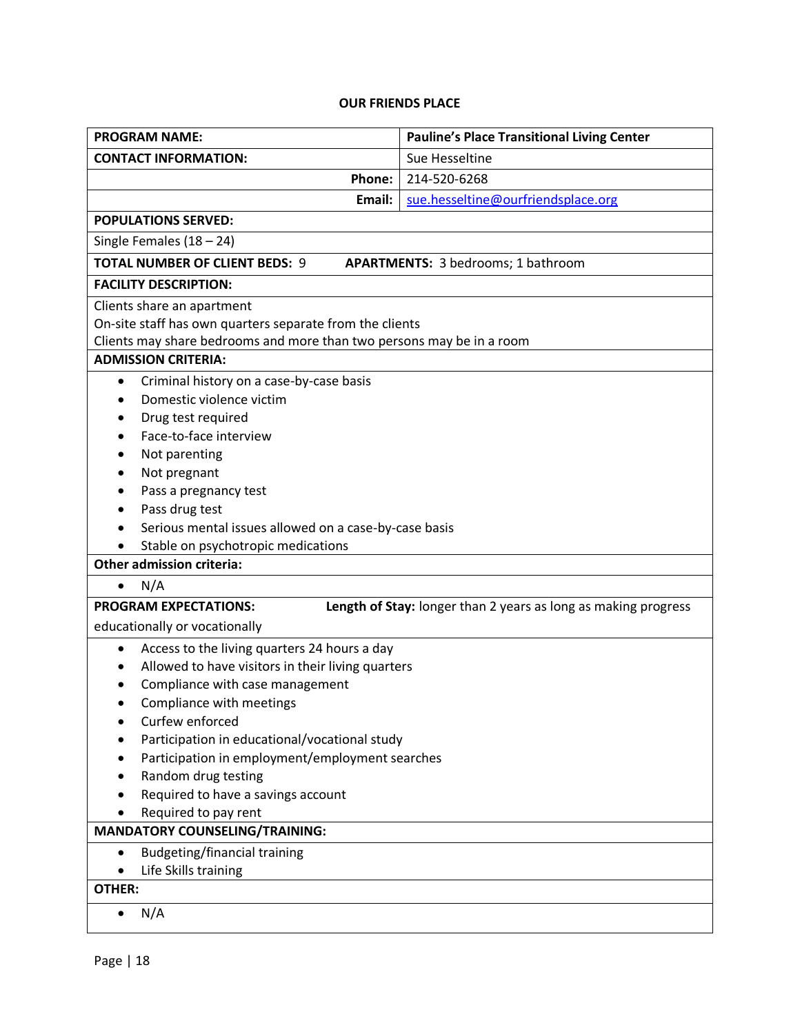# OUR FRIENDS PLACE

| **PROGRAM NAME:** | **Pauline's Place Transitional Living Center** |
|---|---|
| **CONTACT INFORMATION:** | Sue Hesseltine |
| **Phone:** | 214-520-6268 |
| **Email:** | sue.hesseltine@ourfriendsplace.org |

**POPULATIONS SERVED:**

Single Females (18 – 24)

**TOTAL NUMBER OF CLIENT BEDS:** 9 **APARTMENTS:** 3 bedrooms; 1 bathroom

**FACILITY DESCRIPTION:**

Clients share an apartment
On-site staff has own quarters separate from the clients
Clients may share bedrooms and more than two persons may be in a room

**ADMISSION CRITERIA:**

- Criminal history on a case-by-case basis
- Domestic violence victim
- Drug test required
- Face-to-face interview
- Not parenting
- Not pregnant
- Pass a pregnancy test
- Pass drug test
- Serious mental issues allowed on a case-by-case basis
- Stable on psychotropic medications

**Other admission criteria:**

- N/A

**PROGRAM EXPECTATIONS:** **Length of Stay:** longer than 2 years as long as making progress educationally or vocationally

- Access to the living quarters 24 hours a day
- Allowed to have visitors in their living quarters
- Compliance with case management
- Compliance with meetings
- Curfew enforced
- Participation in educational/vocational study
- Participation in employment/employment searches
- Random drug testing
- Required to have a savings account
- Required to pay rent

**MANDATORY COUNSELING/TRAINING:**

- Budgeting/financial training
- Life Skills training

**OTHER:**

- N/A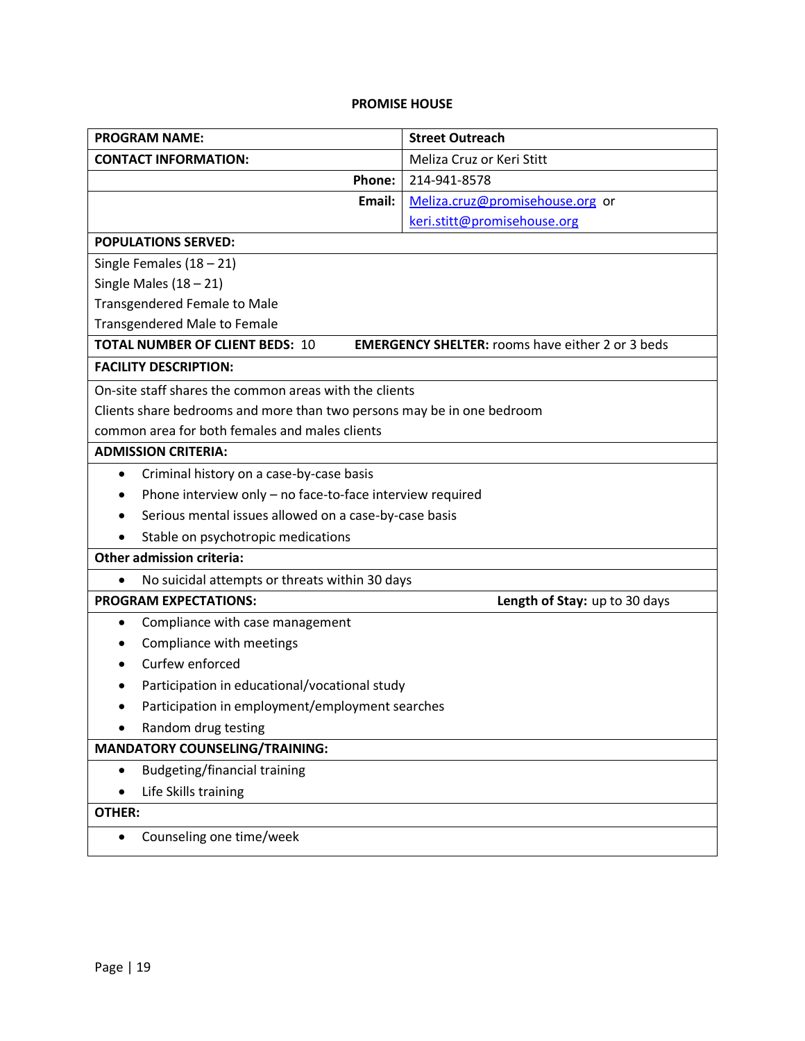## PROMISE HOUSE

| PROGRAM NAME: | Street Outreach |
|---|---|
| **CONTACT INFORMATION:** | Meliza Cruz or Keri Stitt |
| **Phone:** | 214-941-8578 |
| **Email:** | Meliza.cruz@promisehouse.org or keri.stitt@promisehouse.org |

**POPULATIONS SERVED:**

Single Females (18 – 21)
Single Males (18 – 21)
Transgendered Female to Male
Transgendered Male to Female

**TOTAL NUMBER OF CLIENT BEDS:** 10 **EMERGENCY SHELTER:** rooms have either 2 or 3 beds

**FACILITY DESCRIPTION:**

On-site staff shares the common areas with the clients
Clients share bedrooms and more than two persons may be in one bedroom
common area for both females and males clients

**ADMISSION CRITERIA:**

- Criminal history on a case-by-case basis
- Phone interview only – no face-to-face interview required
- Serious mental issues allowed on a case-by-case basis
- Stable on psychotropic medications

**Other admission criteria:**

- No suicidal attempts or threats within 30 days

**PROGRAM EXPECTATIONS:** **Length of Stay:** up to 30 days

- Compliance with case management
- Compliance with meetings
- Curfew enforced
- Participation in educational/vocational study
- Participation in employment/employment searches
- Random drug testing

**MANDATORY COUNSELING/TRAINING:**

- Budgeting/financial training
- Life Skills training

**OTHER:**

- Counseling one time/week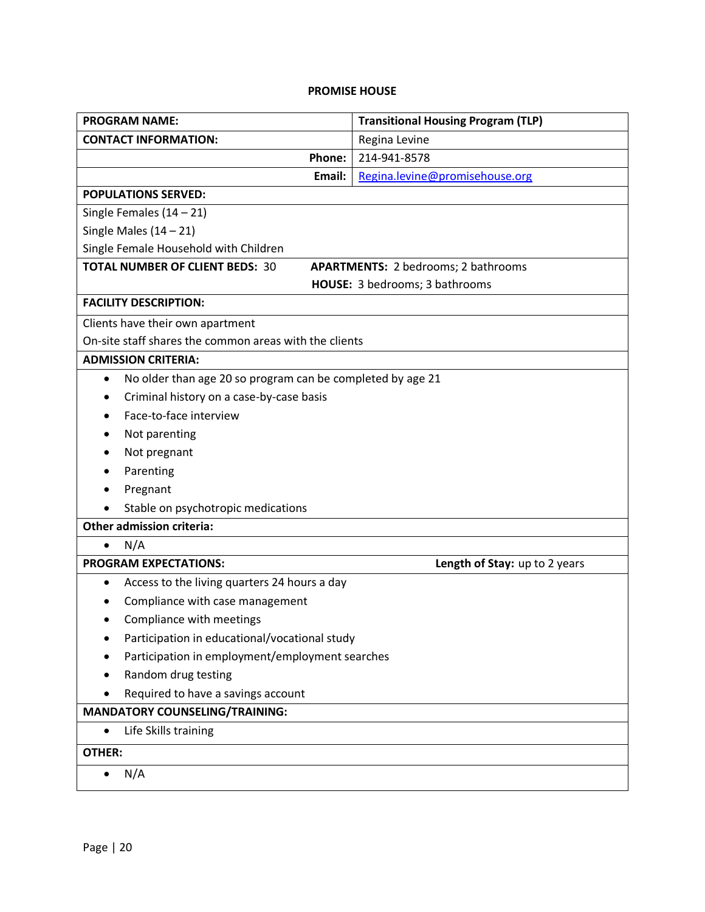# PROMISE HOUSE

| PROGRAM NAME: | Transitional Housing Program (TLP) |
|---|---|
| CONTACT INFORMATION: | Regina Levine |
| Phone: | 214-941-8578 |
| Email: | Regina.levine@promisehouse.org |

**POPULATIONS SERVED:**

Single Females (14 – 21)
Single Males (14 – 21)
Single Female Household with Children

**TOTAL NUMBER OF CLIENT BEDS:** 30

**APARTMENTS:** 2 bedrooms; 2 bathrooms
**HOUSE:** 3 bedrooms; 3 bathrooms

**FACILITY DESCRIPTION:**

Clients have their own apartment
On-site staff shares the common areas with the clients

**ADMISSION CRITERIA:**

- No older than age 20 so program can be completed by age 21
- Criminal history on a case-by-case basis
- Face-to-face interview
- Not parenting
- Not pregnant
- Parenting
- Pregnant
- Stable on psychotropic medications

**Other admission criteria:**

- N/A

**PROGRAM EXPECTATIONS:**

**Length of Stay:** up to 2 years

- Access to the living quarters 24 hours a day
- Compliance with case management
- Compliance with meetings
- Participation in educational/vocational study
- Participation in employment/employment searches
- Random drug testing
- Required to have a savings account

**MANDATORY COUNSELING/TRAINING:**

- Life Skills training

**OTHER:**

- N/A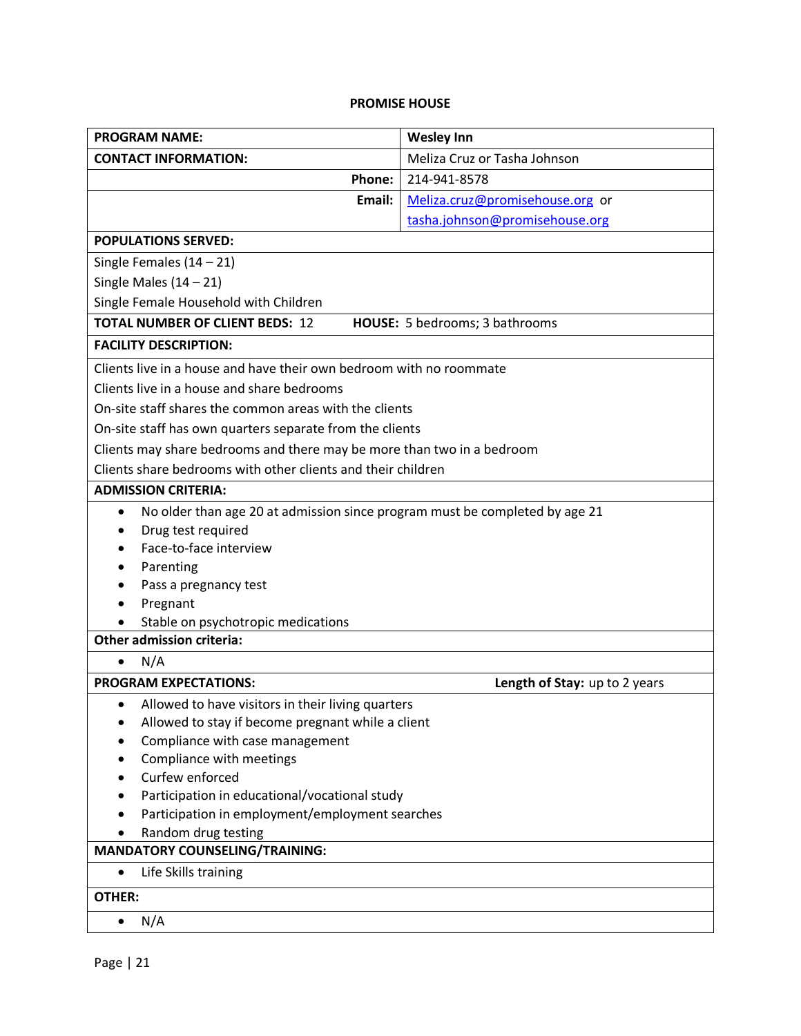**PROMISE HOUSE**

| **PROGRAM NAME:** | **Wesley Inn** |
|---|---|
| **CONTACT INFORMATION:** | Meliza Cruz or Tasha Johnson |
| **Phone:** | 214-941-8578 |
| **Email:** | Meliza.cruz@promisehouse.org or tasha.johnson@promisehouse.org |

**POPULATIONS SERVED:**

Single Females (14 – 21)
Single Males (14 – 21)
Single Female Household with Children

**TOTAL NUMBER OF CLIENT BEDS:** 12 **HOUSE:** 5 bedrooms; 3 bathrooms

**FACILITY DESCRIPTION:**

Clients live in a house and have their own bedroom with no roommate
Clients live in a house and share bedrooms
On-site staff shares the common areas with the clients
On-site staff has own quarters separate from the clients
Clients may share bedrooms and there may be more than two in a bedroom
Clients share bedrooms with other clients and their children

**ADMISSION CRITERIA:**

- No older than age 20 at admission since program must be completed by age 21
- Drug test required
- Face-to-face interview
- Parenting
- Pass a pregnancy test
- Pregnant
- Stable on psychotropic medications

**Other admission criteria:**

- N/A

**PROGRAM EXPECTATIONS:** **Length of Stay:** up to 2 years

- Allowed to have visitors in their living quarters
- Allowed to stay if become pregnant while a client
- Compliance with case management
- Compliance with meetings
- Curfew enforced
- Participation in educational/vocational study
- Participation in employment/employment searches
- Random drug testing

**MANDATORY COUNSELING/TRAINING:**

- Life Skills training

**OTHER:**

- N/A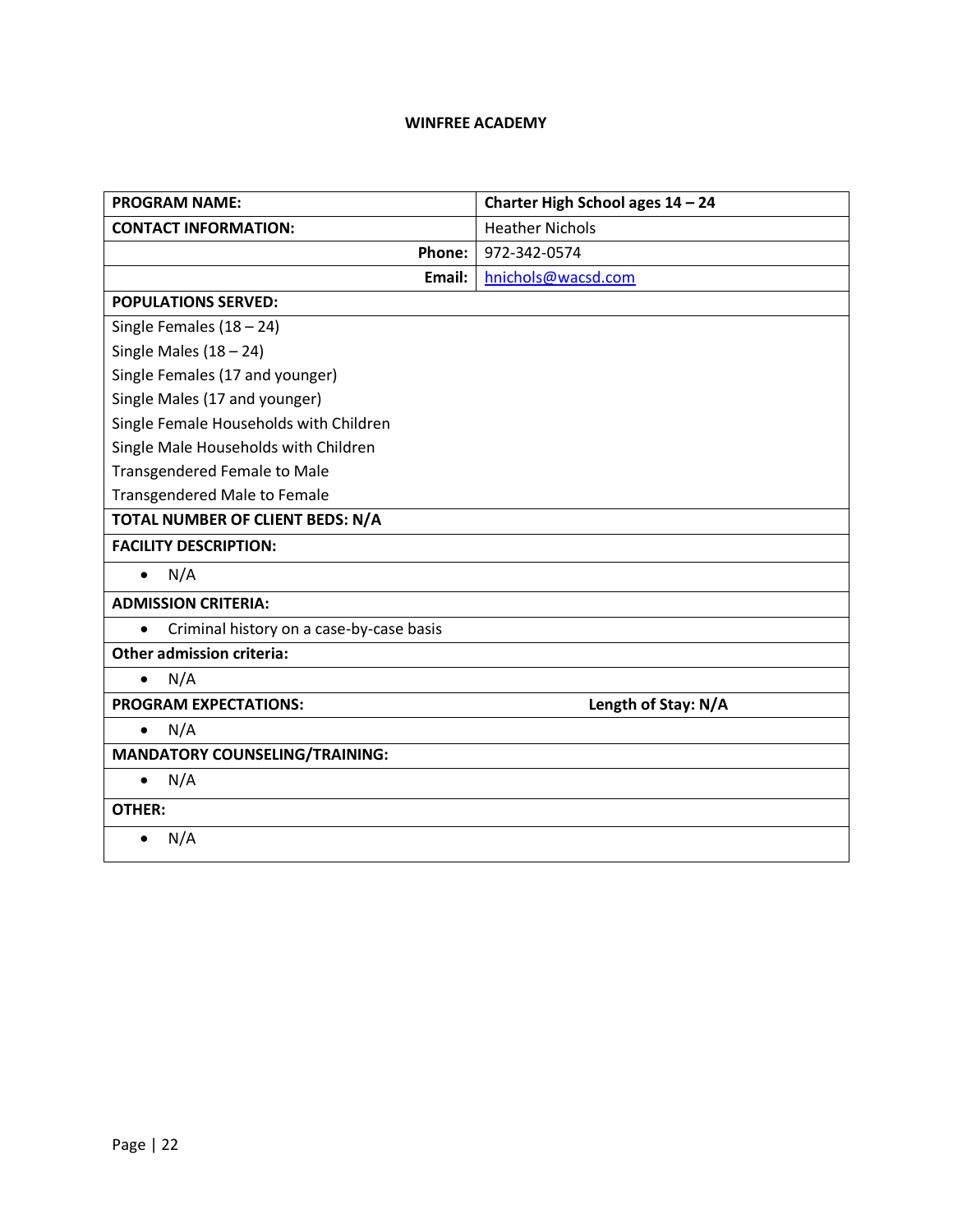# WINFREE ACADEMY

| | |
|---|---|
| **PROGRAM NAME:** | **Charter High School ages 14 – 24** |
| **CONTACT INFORMATION:** | Heather Nichols |
| **Phone:** | 972-342-0574 |
| **Email:** | hnichols@wacsd.com |

**POPULATIONS SERVED:**

Single Females (18 – 24)
Single Males (18 – 24)
Single Females (17 and younger)
Single Males (17 and younger)
Single Female Households with Children
Single Male Households with Children
Transgendered Female to Male
Transgendered Male to Female

**TOTAL NUMBER OF CLIENT BEDS: N/A**

**FACILITY DESCRIPTION:**

- N/A

**ADMISSION CRITERIA:**

- Criminal history on a case-by-case basis

**Other admission criteria:**

- N/A

**PROGRAM EXPECTATIONS:** **Length of Stay: N/A**

- N/A

**MANDATORY COUNSELING/TRAINING:**

- N/A

**OTHER:**

- N/A